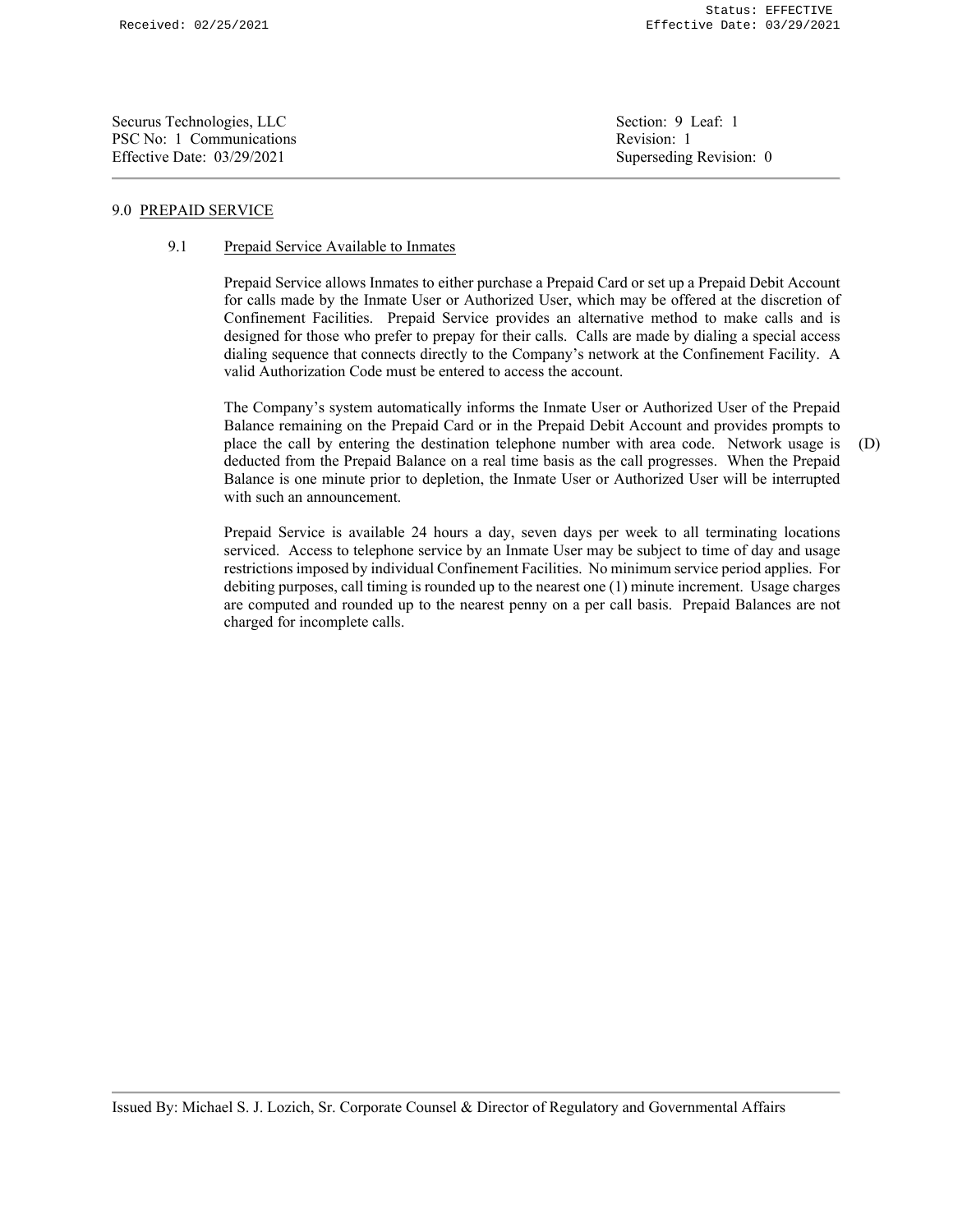Securus Technologies, LLC
PSC No: 1 Communications
Effective Date: 03/29/2021

Section: 9 Leaf: 1
Revision: 1
Superseding Revision: 0

## 9.0 PREPAID SERVICE

### 9.1 Prepaid Service Available to Inmates

Prepaid Service allows Inmates to either purchase a Prepaid Card or set up a Prepaid Debit Account for calls made by the Inmate User or Authorized User, which may be offered at the discretion of Confinement Facilities. Prepaid Service provides an alternative method to make calls and is designed for those who prefer to prepay for their calls. Calls are made by dialing a special access dialing sequence that connects directly to the Company's network at the Confinement Facility. A valid Authorization Code must be entered to access the account.

The Company's system automatically informs the Inmate User or Authorized User of the Prepaid Balance remaining on the Prepaid Card or in the Prepaid Debit Account and provides prompts to place the call by entering the destination telephone number with area code. Network usage is deducted from the Prepaid Balance on a real time basis as the call progresses. When the Prepaid Balance is one minute prior to depletion, the Inmate User or Authorized User will be interrupted with such an announcement. (D)

Prepaid Service is available 24 hours a day, seven days per week to all terminating locations serviced. Access to telephone service by an Inmate User may be subject to time of day and usage restrictions imposed by individual Confinement Facilities. No minimum service period applies. For debiting purposes, call timing is rounded up to the nearest one (1) minute increment. Usage charges are computed and rounded up to the nearest penny on a per call basis. Prepaid Balances are not charged for incomplete calls.

Issued By: Michael S. J. Lozich, Sr. Corporate Counsel & Director of Regulatory and Governmental Affairs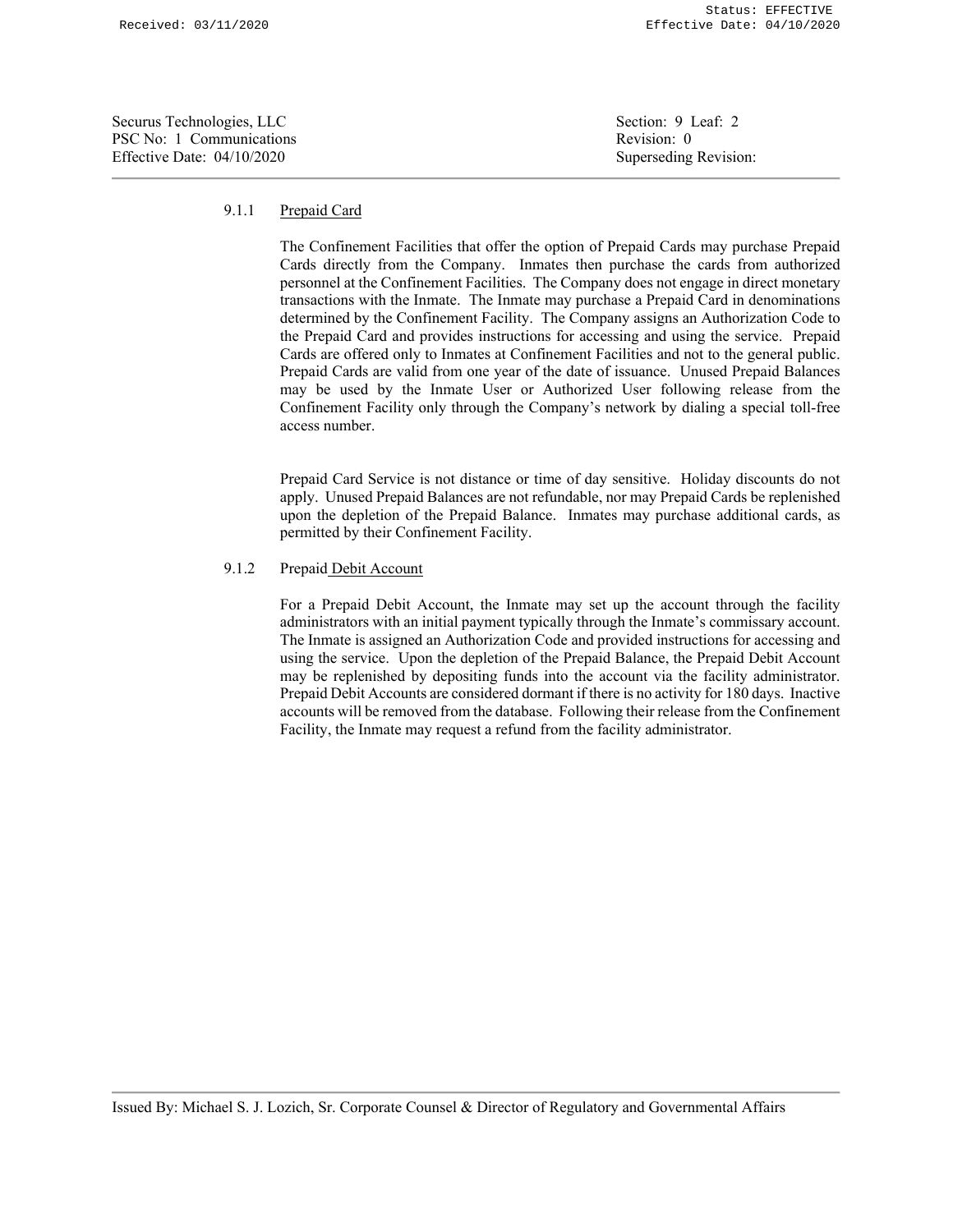### 9.1.1 Prepaid Card

The Confinement Facilities that offer the option of Prepaid Cards may purchase Prepaid Cards directly from the Company. Inmates then purchase the cards from authorized personnel at the Confinement Facilities. The Company does not engage in direct monetary transactions with the Inmate. The Inmate may purchase a Prepaid Card in denominations determined by the Confinement Facility. The Company assigns an Authorization Code to the Prepaid Card and provides instructions for accessing and using the service. Prepaid Cards are offered only to Inmates at Confinement Facilities and not to the general public. Prepaid Cards are valid from one year of the date of issuance. Unused Prepaid Balances may be used by the Inmate User or Authorized User following release from the Confinement Facility only through the Company's network by dialing a special toll-free access number.

Prepaid Card Service is not distance or time of day sensitive. Holiday discounts do not apply. Unused Prepaid Balances are not refundable, nor may Prepaid Cards be replenished upon the depletion of the Prepaid Balance. Inmates may purchase additional cards, as permitted by their Confinement Facility.

### 9.1.2 Prepaid Debit Account

For a Prepaid Debit Account, the Inmate may set up the account through the facility administrators with an initial payment typically through the Inmate's commissary account. The Inmate is assigned an Authorization Code and provided instructions for accessing and using the service. Upon the depletion of the Prepaid Balance, the Prepaid Debit Account may be replenished by depositing funds into the account via the facility administrator. Prepaid Debit Accounts are considered dormant if there is no activity for 180 days. Inactive accounts will be removed from the database. Following their release from the Confinement Facility, the Inmate may request a refund from the facility administrator.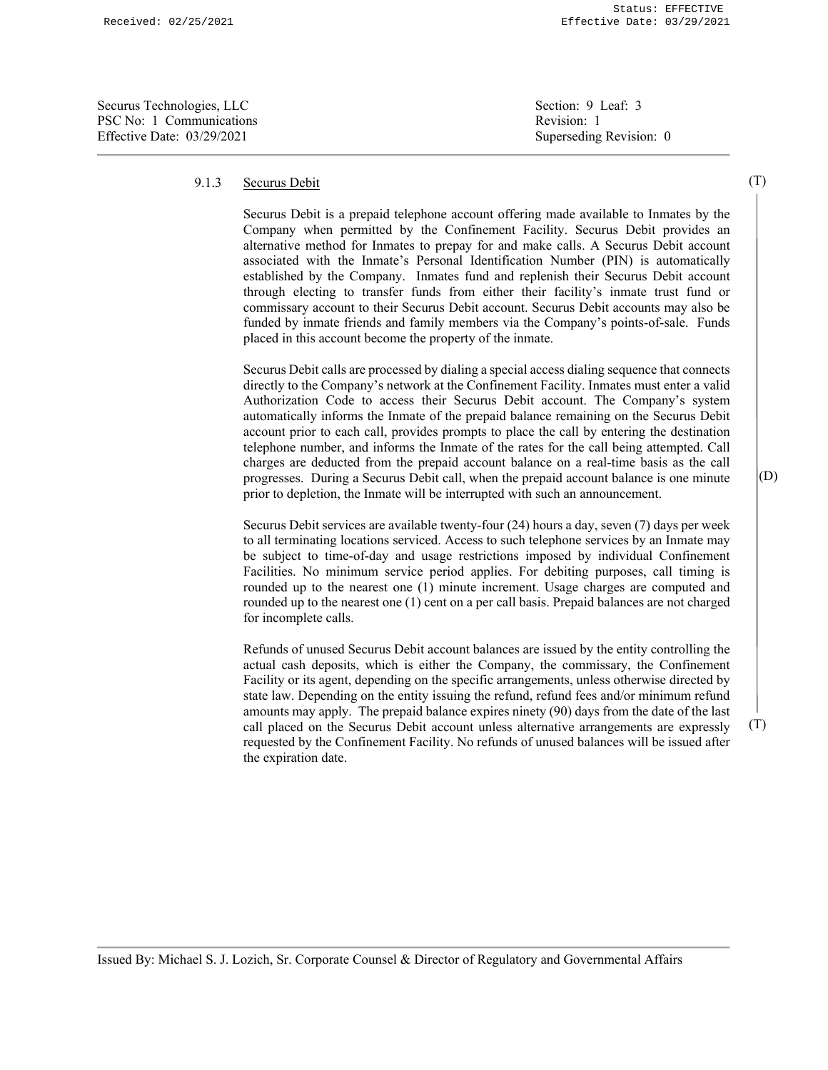Securus Technologies, LLC
PSC No: 1 Communications
Effective Date: 03/29/2021

Section: 9 Leaf: 3
Revision: 1
Superseding Revision: 0

### 9.1.3 Securus Debit (T)

Securus Debit is a prepaid telephone account offering made available to Inmates by the Company when permitted by the Confinement Facility. Securus Debit provides an alternative method for Inmates to prepay for and make calls. A Securus Debit account associated with the Inmate's Personal Identification Number (PIN) is automatically established by the Company. Inmates fund and replenish their Securus Debit account through electing to transfer funds from either their facility's inmate trust fund or commissary account to their Securus Debit account. Securus Debit accounts may also be funded by inmate friends and family members via the Company's points-of-sale. Funds placed in this account become the property of the inmate.

Securus Debit calls are processed by dialing a special access dialing sequence that connects directly to the Company's network at the Confinement Facility. Inmates must enter a valid Authorization Code to access their Securus Debit account. The Company's system automatically informs the Inmate of the prepaid balance remaining on the Securus Debit account prior to each call, provides prompts to place the call by entering the destination telephone number, and informs the Inmate of the rates for the call being attempted. Call charges are deducted from the prepaid account balance on a real-time basis as the call progresses. During a Securus Debit call, when the prepaid account balance is one minute prior to depletion, the Inmate will be interrupted with such an announcement. (D)

Securus Debit services are available twenty-four (24) hours a day, seven (7) days per week to all terminating locations serviced. Access to such telephone services by an Inmate may be subject to time-of-day and usage restrictions imposed by individual Confinement Facilities. No minimum service period applies. For debiting purposes, call timing is rounded up to the nearest one (1) minute increment. Usage charges are computed and rounded up to the nearest one (1) cent on a per call basis. Prepaid balances are not charged for incomplete calls.

Refunds of unused Securus Debit account balances are issued by the entity controlling the actual cash deposits, which is either the Company, the commissary, the Confinement Facility or its agent, depending on the specific arrangements, unless otherwise directed by state law. Depending on the entity issuing the refund, refund fees and/or minimum refund amounts may apply. The prepaid balance expires ninety (90) days from the date of the last call placed on the Securus Debit account unless alternative arrangements are expressly requested by the Confinement Facility. No refunds of unused balances will be issued after the expiration date. (T)

Issued By: Michael S. J. Lozich, Sr. Corporate Counsel & Director of Regulatory and Governmental Affairs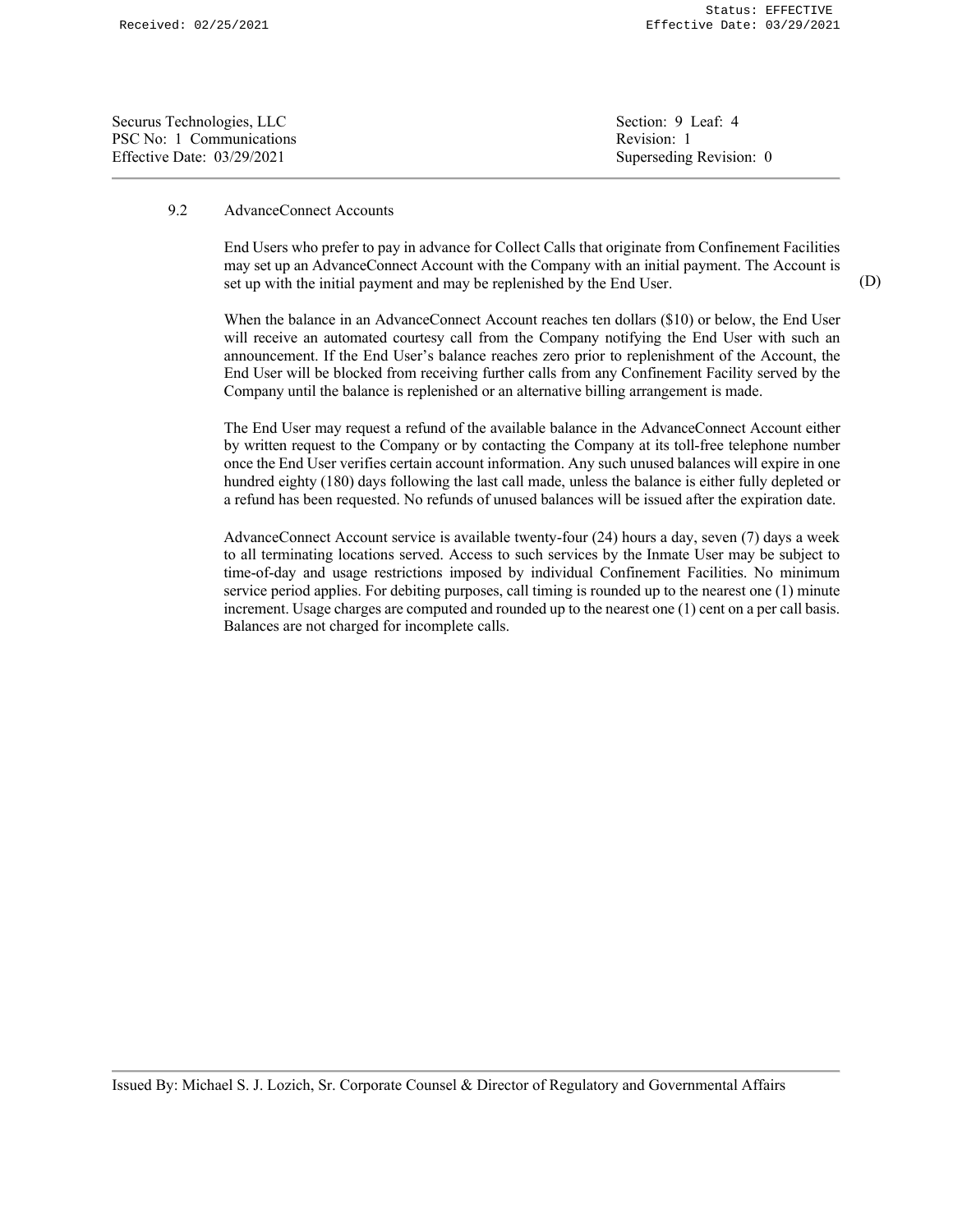Securus Technologies, LLC
PSC No: 1 Communications
Effective Date: 03/29/2021

Section: 9 Leaf: 4
Revision: 1
Superseding Revision: 0

## 9.2 AdvanceConnect Accounts

End Users who prefer to pay in advance for Collect Calls that originate from Confinement Facilities may set up an AdvanceConnect Account with the Company with an initial payment. The Account is set up with the initial payment and may be replenished by the End User. (D)

When the balance in an AdvanceConnect Account reaches ten dollars ($10) or below, the End User will receive an automated courtesy call from the Company notifying the End User with such an announcement. If the End User's balance reaches zero prior to replenishment of the Account, the End User will be blocked from receiving further calls from any Confinement Facility served by the Company until the balance is replenished or an alternative billing arrangement is made.

The End User may request a refund of the available balance in the AdvanceConnect Account either by written request to the Company or by contacting the Company at its toll-free telephone number once the End User verifies certain account information. Any such unused balances will expire in one hundred eighty (180) days following the last call made, unless the balance is either fully depleted or a refund has been requested. No refunds of unused balances will be issued after the expiration date.

AdvanceConnect Account service is available twenty-four (24) hours a day, seven (7) days a week to all terminating locations served. Access to such services by the Inmate User may be subject to time-of-day and usage restrictions imposed by individual Confinement Facilities. No minimum service period applies. For debiting purposes, call timing is rounded up to the nearest one (1) minute increment. Usage charges are computed and rounded up to the nearest one (1) cent on a per call basis. Balances are not charged for incomplete calls.

Issued By: Michael S. J. Lozich, Sr. Corporate Counsel & Director of Regulatory and Governmental Affairs